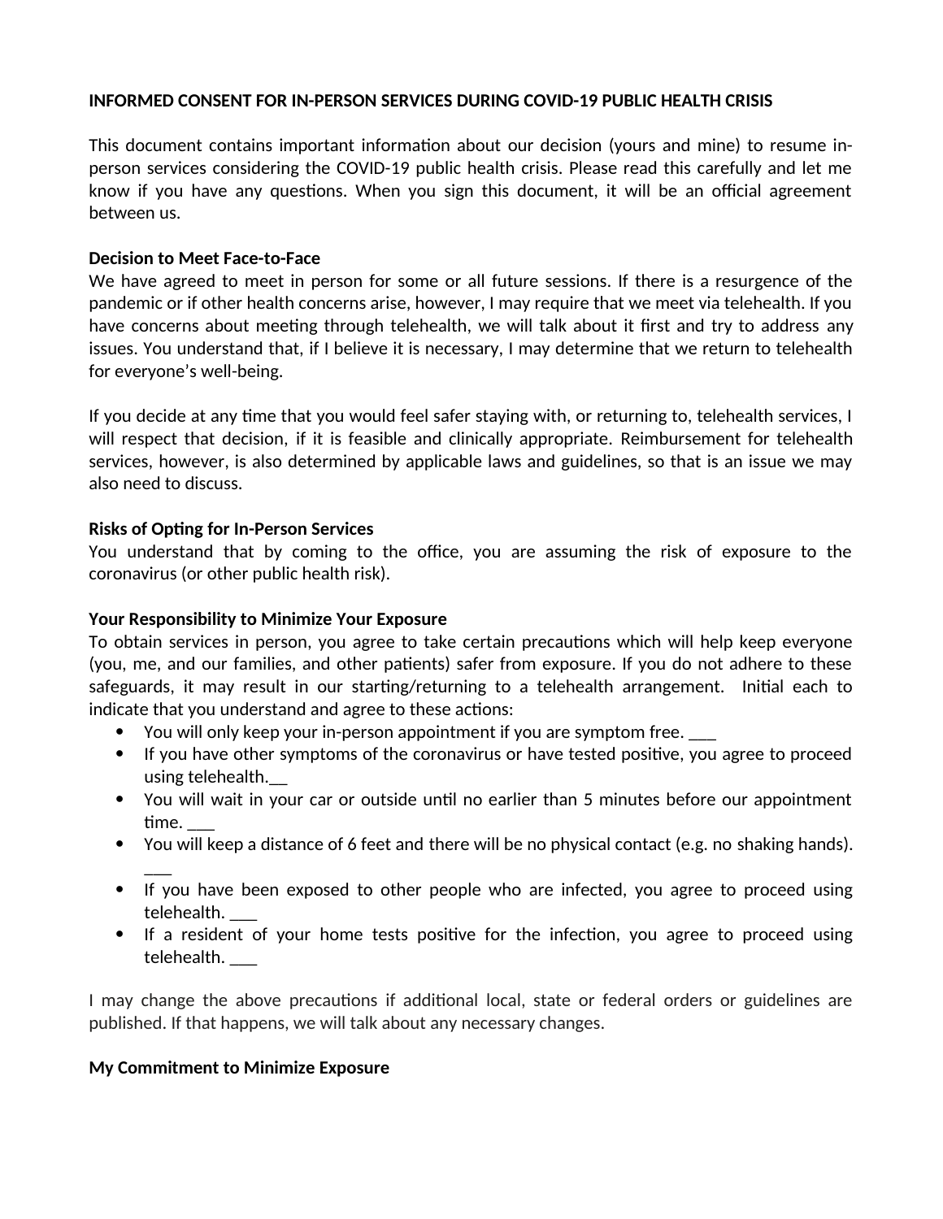**INFORMED CONSENT FOR IN-PERSON SERVICES DURING COVID-19 PUBLIC HEALTH CRISIS**

This document contains important information about our decision (yours and mine) to resume in-person services considering the COVID-19 public health crisis. Please read this carefully and let me know if you have any questions. When you sign this document, it will be an official agreement between us.

**Decision to Meet Face-to-Face**

We have agreed to meet in person for some or all future sessions. If there is a resurgence of the pandemic or if other health concerns arise, however, I may require that we meet via telehealth. If you have concerns about meeting through telehealth, we will talk about it first and try to address any issues. You understand that, if I believe it is necessary, I may determine that we return to telehealth for everyone's well-being.

If you decide at any time that you would feel safer staying with, or returning to, telehealth services, I will respect that decision, if it is feasible and clinically appropriate. Reimbursement for telehealth services, however, is also determined by applicable laws and guidelines, so that is an issue we may also need to discuss.

**Risks of Opting for In-Person Services**

You understand that by coming to the office, you are assuming the risk of exposure to the coronavirus (or other public health risk).

**Your Responsibility to Minimize Your Exposure**

To obtain services in person, you agree to take certain precautions which will help keep everyone (you, me, and our families, and other patients) safer from exposure. If you do not adhere to these safeguards, it may result in our starting/returning to a telehealth arrangement. Initial each to indicate that you understand and agree to these actions:

- You will only keep your in-person appointment if you are symptom free. ___
- If you have other symptoms of the coronavirus or have tested positive, you agree to proceed using telehealth.__
- You will wait in your car or outside until no earlier than 5 minutes before our appointment time. ___
- You will keep a distance of 6 feet and there will be no physical contact (e.g. no shaking hands). ___
- If you have been exposed to other people who are infected, you agree to proceed using telehealth. ___
- If a resident of your home tests positive for the infection, you agree to proceed using telehealth. ___

I may change the above precautions if additional local, state or federal orders or guidelines are published. If that happens, we will talk about any necessary changes.

**My Commitment to Minimize Exposure**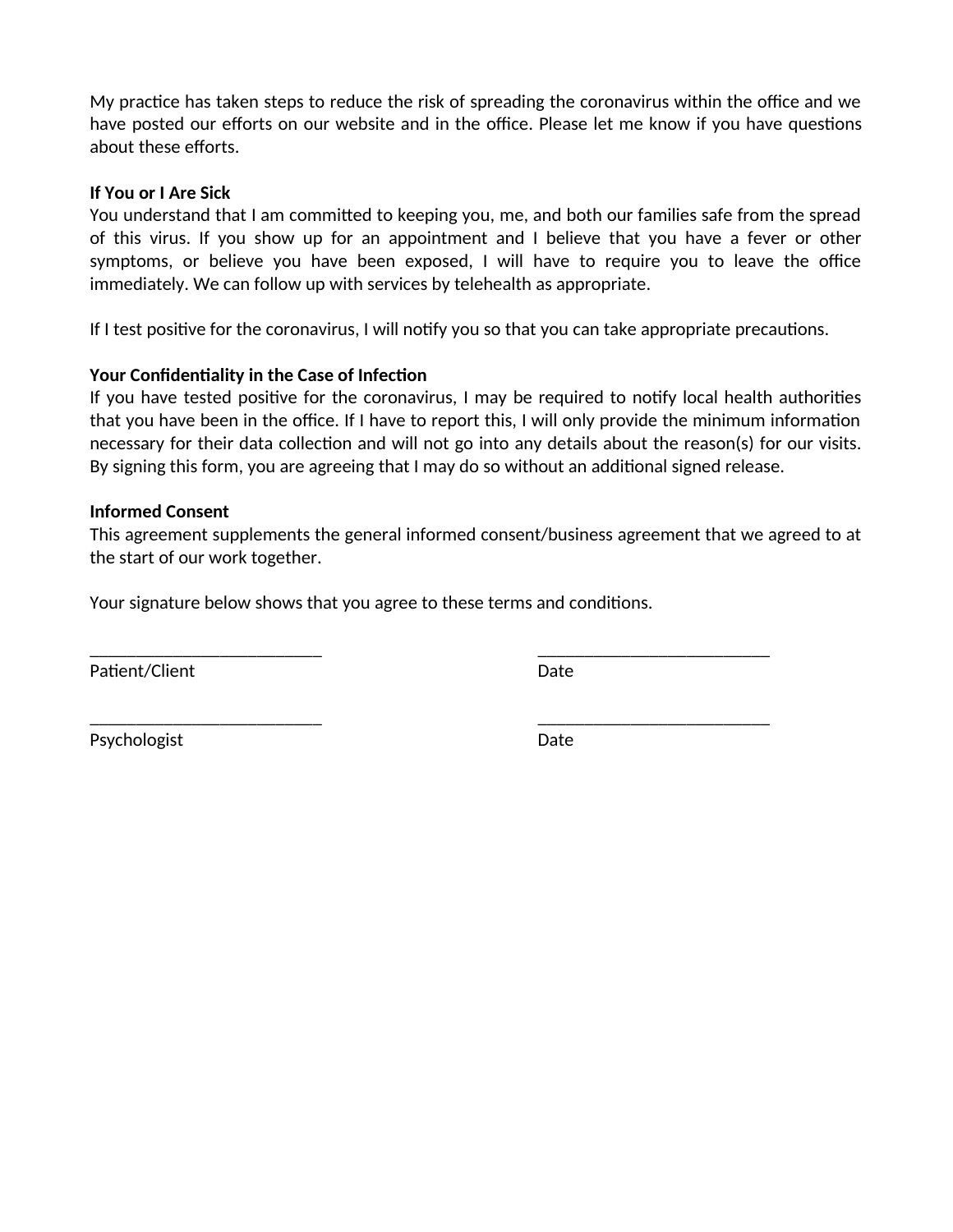My practice has taken steps to reduce the risk of spreading the coronavirus within the office and we have posted our efforts on our website and in the office. Please let me know if you have questions about these efforts.

**If You or I Are Sick**

You understand that I am committed to keeping you, me, and both our families safe from the spread of this virus. If you show up for an appointment and I believe that you have a fever or other symptoms, or believe you have been exposed, I will have to require you to leave the office immediately. We can follow up with services by telehealth as appropriate.

If I test positive for the coronavirus, I will notify you so that you can take appropriate precautions.

**Your Confidentiality in the Case of Infection**

If you have tested positive for the coronavirus, I may be required to notify local health authorities that you have been in the office. If I have to report this, I will only provide the minimum information necessary for their data collection and will not go into any details about the reason(s) for our visits. By signing this form, you are agreeing that I may do so without an additional signed release.

**Informed Consent**

This agreement supplements the general informed consent/business agreement that we agreed to at the start of our work together.

Your signature below shows that you agree to these terms and conditions.

___________________________ ___________________________
Patient/Client Date

___________________________ ___________________________
Psychologist Date